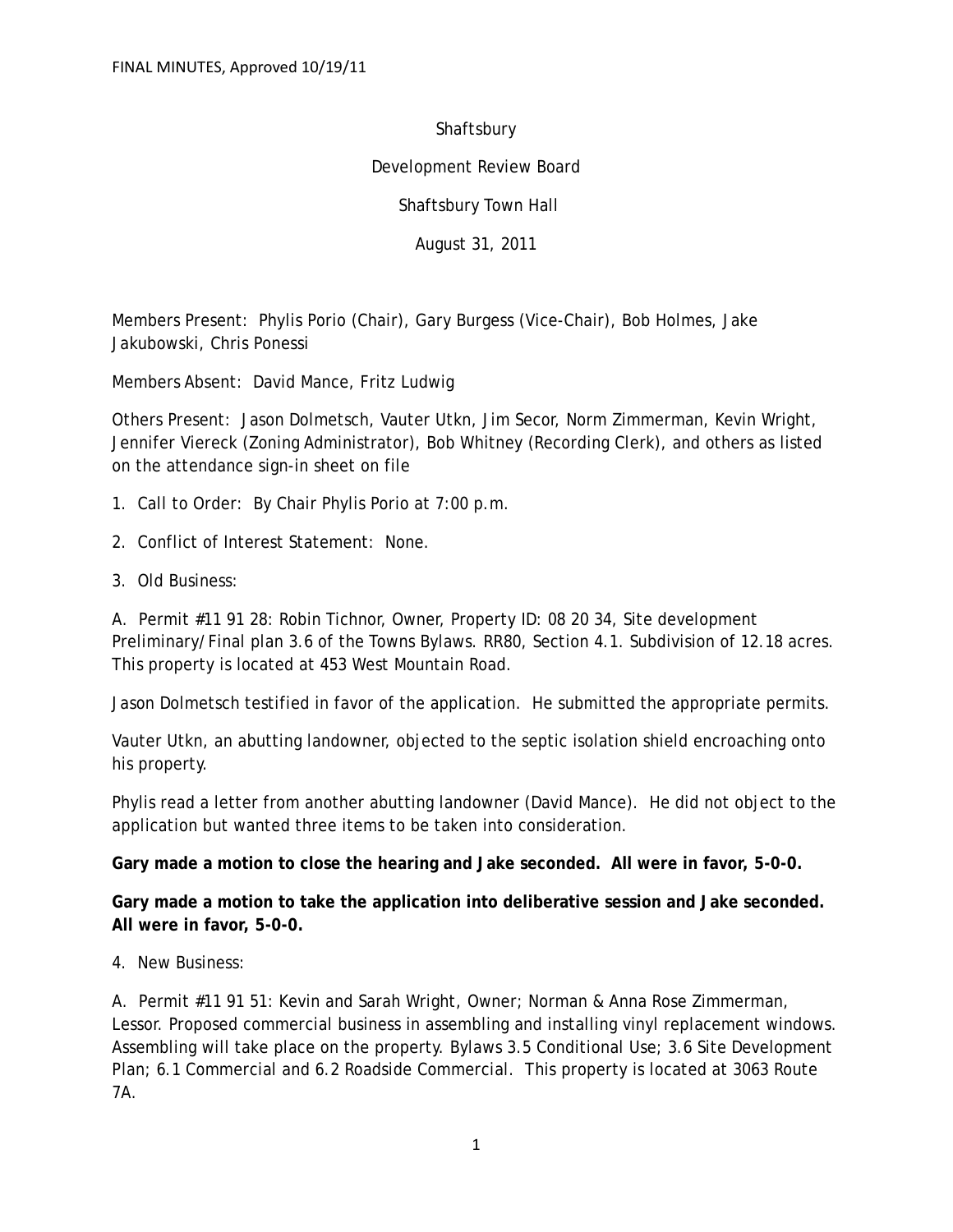FINAL MINUTES, Approved 10/19/11

Shaftsbury

Development Review Board

Shaftsbury Town Hall

August 31, 2011

Members Present: Phylis Porio (Chair), Gary Burgess (Vice-Chair), Bob Holmes, Jake Jakubowski, Chris Ponessi

Members Absent: David Mance, Fritz Ludwig

Others Present: Jason Dolmetsch, Vauter Utkn, Jim Secor, Norm Zimmerman, Kevin Wright, Jennifer Viereck (Zoning Administrator), Bob Whitney (Recording Clerk), and others as listed on the attendance sign-in sheet on file

1. Call to Order: By Chair Phylis Porio at 7:00 p.m.

2. Conflict of Interest Statement: None.

3. Old Business:

A. Permit #11 91 28: Robin Tichnor, Owner, Property ID: 08 20 34, Site development Preliminary/Final plan 3.6 of the Towns Bylaws. RR80, Section 4.1. Subdivision of 12.18 acres. This property is located at 453 West Mountain Road.

Jason Dolmetsch testified in favor of the application. He submitted the appropriate permits.

Vauter Utkn, an abutting landowner, objected to the septic isolation shield encroaching onto his property.

Phylis read a letter from another abutting landowner (David Mance). He did not object to the application but wanted three items to be taken into consideration.

**Gary made a motion to close the hearing and Jake seconded. All were in favor, 5-0-0.**

**Gary made a motion to take the application into deliberative session and Jake seconded. All were in favor, 5-0-0.**

4. New Business:

A. Permit #11 91 51: Kevin and Sarah Wright, Owner; Norman & Anna Rose Zimmerman, Lessor. Proposed commercial business in assembling and installing vinyl replacement windows. Assembling will take place on the property. Bylaws 3.5 Conditional Use; 3.6 Site Development Plan; 6.1 Commercial and 6.2 Roadside Commercial. This property is located at 3063 Route 7A.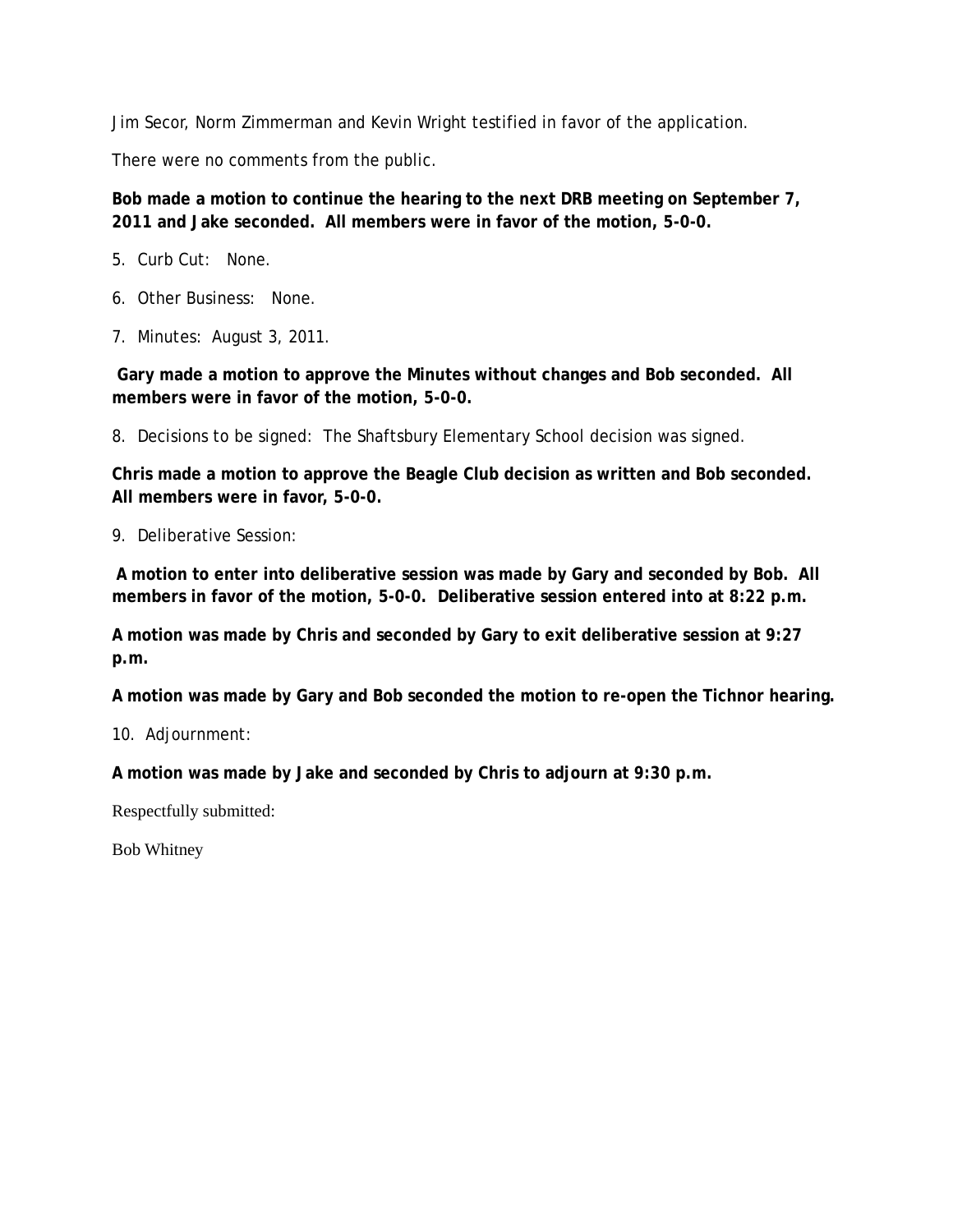Jim Secor, Norm Zimmerman and Kevin Wright testified in favor of the application.

There were no comments from the public.

**Bob made a motion to continue the hearing to the next DRB meeting on September 7, 2011 and Jake seconded. All members were in favor of the motion, 5-0-0.**

5. Curb Cut: None.

6. Other Business: None.

7. Minutes: August 3, 2011.

**Gary made a motion to approve the Minutes without changes and Bob seconded. All members were in favor of the motion, 5-0-0.**

8. Decisions to be signed: The Shaftsbury Elementary School decision was signed.

**Chris made a motion to approve the Beagle Club decision as written and Bob seconded. All members were in favor, 5-0-0.**

9. Deliberative Session:

**A motion to enter into deliberative session was made by Gary and seconded by Bob. All members in favor of the motion, 5-0-0. Deliberative session entered into at 8:22 p.m.**

**A motion was made by Chris and seconded by Gary to exit deliberative session at 9:27 p.m.**

**A motion was made by Gary and Bob seconded the motion to re-open the Tichnor hearing.**

10. Adjournment:

**A motion was made by Jake and seconded by Chris to adjourn at 9:30 p.m.**

Respectfully submitted:

Bob Whitney